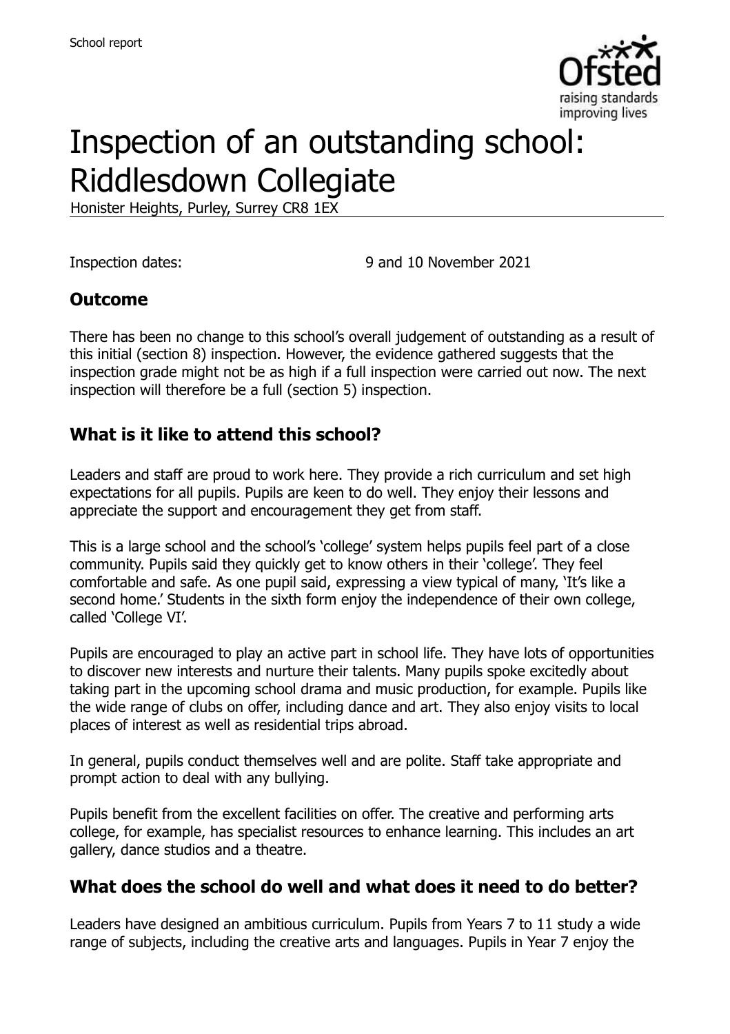School report

# Inspection of an outstanding school: Riddlesdown Collegiate

Honister Heights, Purley, Surrey CR8 1EX

Inspection dates: 9 and 10 November 2021

## Outcome

There has been no change to this school's overall judgement of outstanding as a result of this initial (section 8) inspection. However, the evidence gathered suggests that the inspection grade might not be as high if a full inspection were carried out now. The next inspection will therefore be a full (section 5) inspection.

## What is it like to attend this school?

Leaders and staff are proud to work here. They provide a rich curriculum and set high expectations for all pupils. Pupils are keen to do well. They enjoy their lessons and appreciate the support and encouragement they get from staff.

This is a large school and the school's 'college' system helps pupils feel part of a close community. Pupils said they quickly get to know others in their 'college'. They feel comfortable and safe. As one pupil said, expressing a view typical of many, 'It's like a second home.' Students in the sixth form enjoy the independence of their own college, called 'College VI'.

Pupils are encouraged to play an active part in school life. They have lots of opportunities to discover new interests and nurture their talents. Many pupils spoke excitedly about taking part in the upcoming school drama and music production, for example. Pupils like the wide range of clubs on offer, including dance and art. They also enjoy visits to local places of interest as well as residential trips abroad.

In general, pupils conduct themselves well and are polite. Staff take appropriate and prompt action to deal with any bullying.

Pupils benefit from the excellent facilities on offer. The creative and performing arts college, for example, has specialist resources to enhance learning. This includes an art gallery, dance studios and a theatre.

## What does the school do well and what does it need to do better?

Leaders have designed an ambitious curriculum. Pupils from Years 7 to 11 study a wide range of subjects, including the creative arts and languages. Pupils in Year 7 enjoy the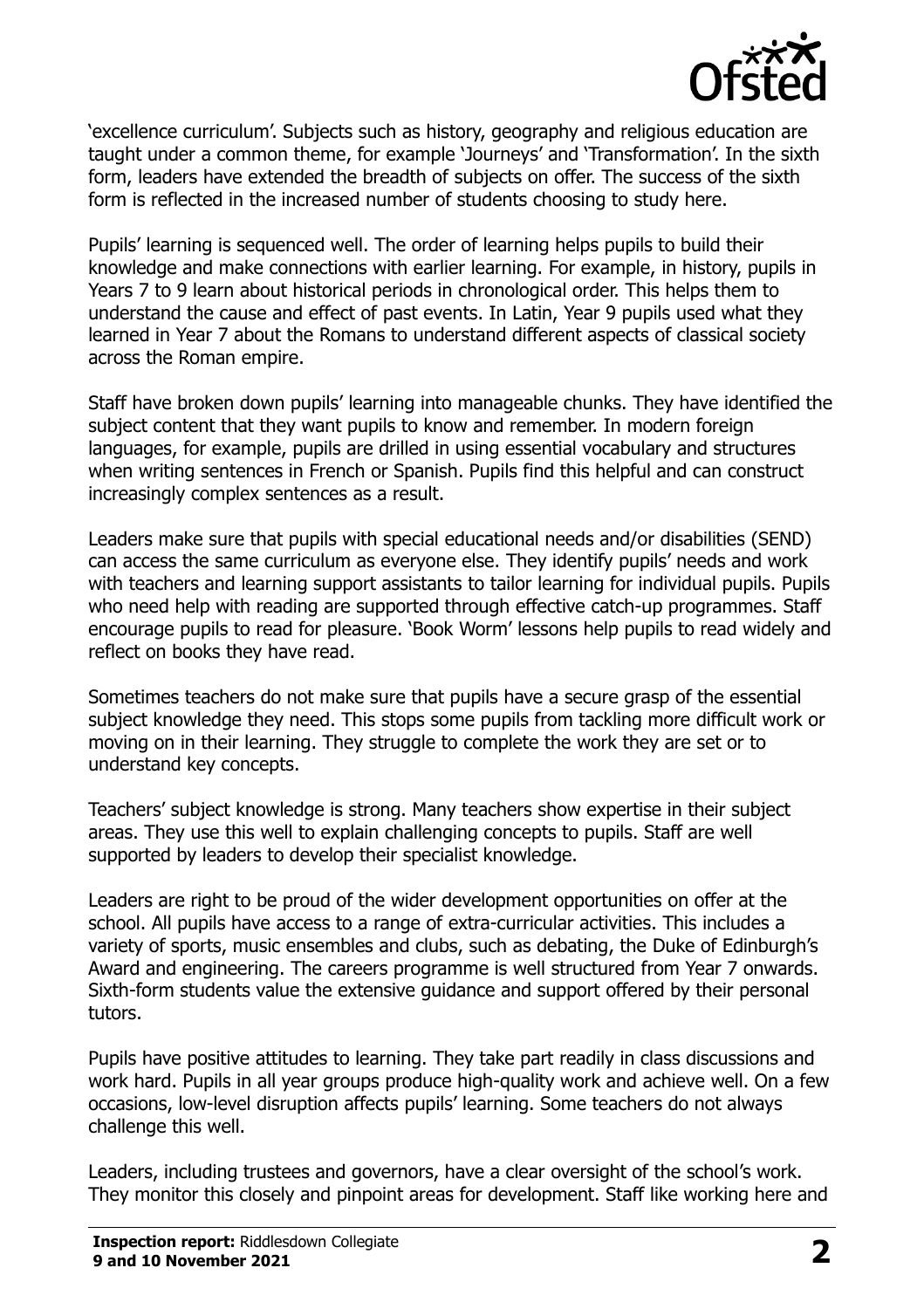'excellence curriculum'. Subjects such as history, geography and religious education are taught under a common theme, for example 'Journeys' and 'Transformation'. In the sixth form, leaders have extended the breadth of subjects on offer. The success of the sixth form is reflected in the increased number of students choosing to study here.

Pupils' learning is sequenced well. The order of learning helps pupils to build their knowledge and make connections with earlier learning. For example, in history, pupils in Years 7 to 9 learn about historical periods in chronological order. This helps them to understand the cause and effect of past events. In Latin, Year 9 pupils used what they learned in Year 7 about the Romans to understand different aspects of classical society across the Roman empire.

Staff have broken down pupils' learning into manageable chunks. They have identified the subject content that they want pupils to know and remember. In modern foreign languages, for example, pupils are drilled in using essential vocabulary and structures when writing sentences in French or Spanish. Pupils find this helpful and can construct increasingly complex sentences as a result.

Leaders make sure that pupils with special educational needs and/or disabilities (SEND) can access the same curriculum as everyone else. They identify pupils' needs and work with teachers and learning support assistants to tailor learning for individual pupils. Pupils who need help with reading are supported through effective catch-up programmes. Staff encourage pupils to read for pleasure. 'Book Worm' lessons help pupils to read widely and reflect on books they have read.

Sometimes teachers do not make sure that pupils have a secure grasp of the essential subject knowledge they need. This stops some pupils from tackling more difficult work or moving on in their learning. They struggle to complete the work they are set or to understand key concepts.

Teachers' subject knowledge is strong. Many teachers show expertise in their subject areas. They use this well to explain challenging concepts to pupils. Staff are well supported by leaders to develop their specialist knowledge.

Leaders are right to be proud of the wider development opportunities on offer at the school. All pupils have access to a range of extra-curricular activities. This includes a variety of sports, music ensembles and clubs, such as debating, the Duke of Edinburgh's Award and engineering. The careers programme is well structured from Year 7 onwards. Sixth-form students value the extensive guidance and support offered by their personal tutors.

Pupils have positive attitudes to learning. They take part readily in class discussions and work hard. Pupils in all year groups produce high-quality work and achieve well. On a few occasions, low-level disruption affects pupils' learning. Some teachers do not always challenge this well.

Leaders, including trustees and governors, have a clear oversight of the school's work. They monitor this closely and pinpoint areas for development. Staff like working here and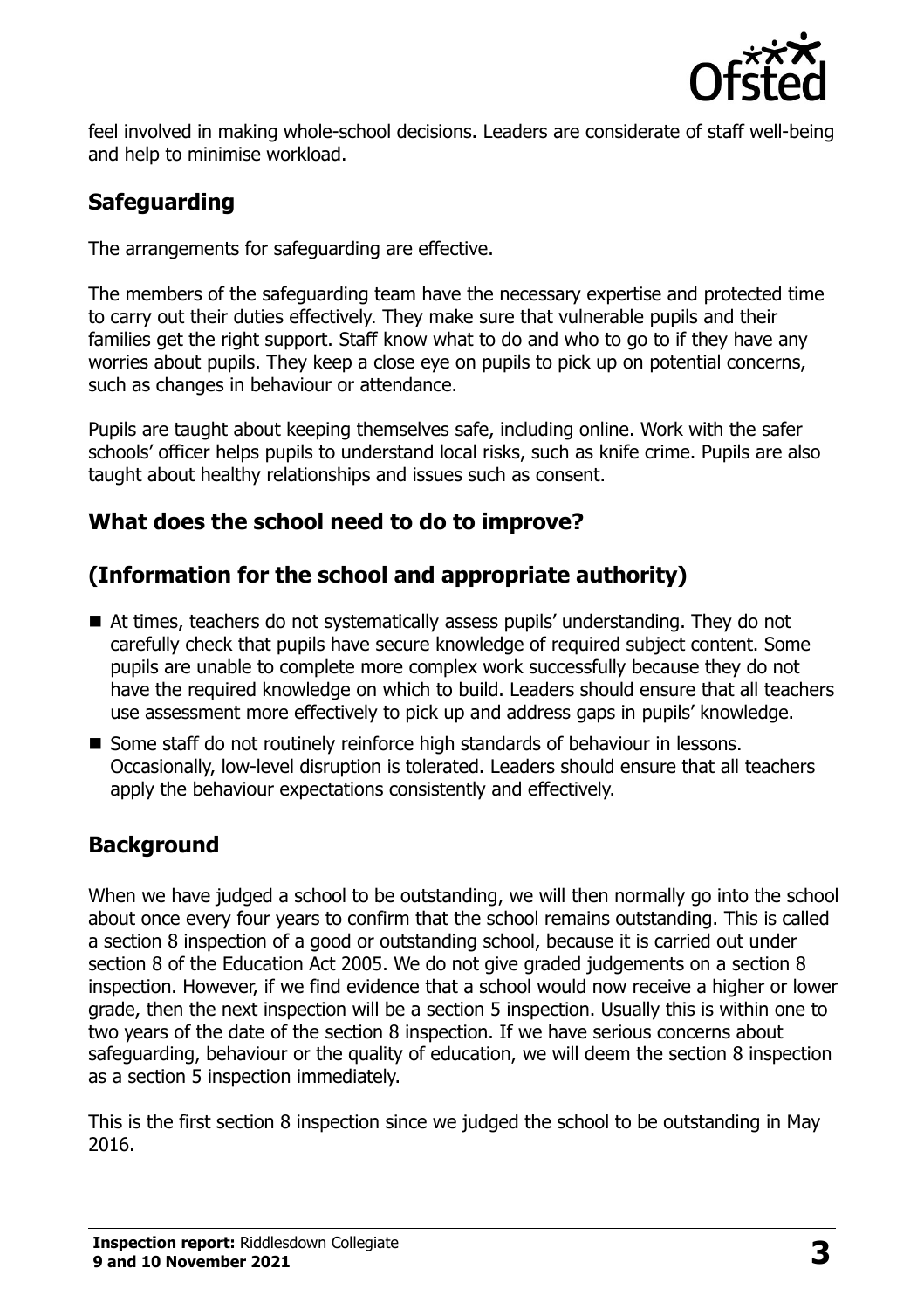feel involved in making whole-school decisions. Leaders are considerate of staff well-being and help to minimise workload.

## Safeguarding

The arrangements for safeguarding are effective.

The members of the safeguarding team have the necessary expertise and protected time to carry out their duties effectively. They make sure that vulnerable pupils and their families get the right support. Staff know what to do and who to go to if they have any worries about pupils. They keep a close eye on pupils to pick up on potential concerns, such as changes in behaviour or attendance.

Pupils are taught about keeping themselves safe, including online. Work with the safer schools' officer helps pupils to understand local risks, such as knife crime. Pupils are also taught about healthy relationships and issues such as consent.

## What does the school need to do to improve?

## (Information for the school and appropriate authority)

- At times, teachers do not systematically assess pupils' understanding. They do not carefully check that pupils have secure knowledge of required subject content. Some pupils are unable to complete more complex work successfully because they do not have the required knowledge on which to build. Leaders should ensure that all teachers use assessment more effectively to pick up and address gaps in pupils' knowledge.
- Some staff do not routinely reinforce high standards of behaviour in lessons. Occasionally, low-level disruption is tolerated. Leaders should ensure that all teachers apply the behaviour expectations consistently and effectively.

## Background

When we have judged a school to be outstanding, we will then normally go into the school about once every four years to confirm that the school remains outstanding. This is called a section 8 inspection of a good or outstanding school, because it is carried out under section 8 of the Education Act 2005. We do not give graded judgements on a section 8 inspection. However, if we find evidence that a school would now receive a higher or lower grade, then the next inspection will be a section 5 inspection. Usually this is within one to two years of the date of the section 8 inspection. If we have serious concerns about safeguarding, behaviour or the quality of education, we will deem the section 8 inspection as a section 5 inspection immediately.

This is the first section 8 inspection since we judged the school to be outstanding in May 2016.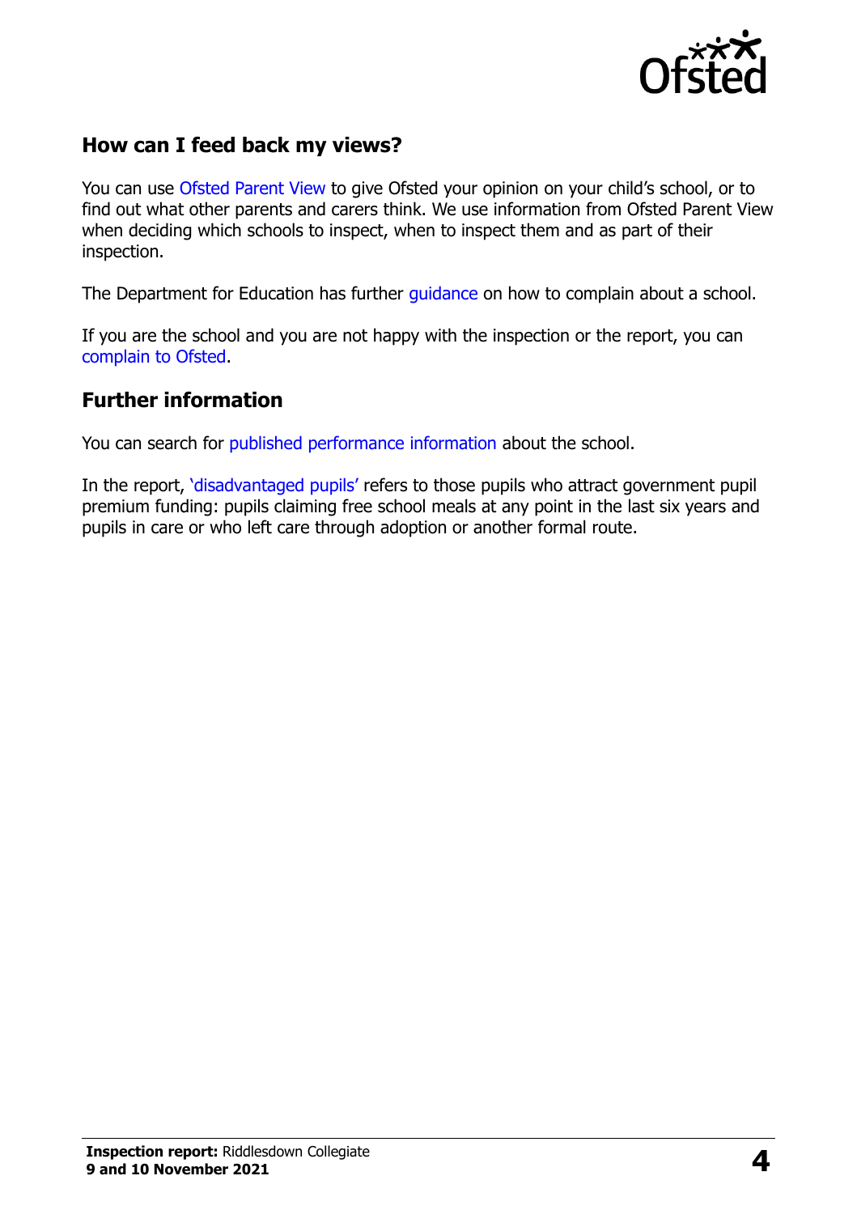## How can I feed back my views?

You can use Ofsted Parent View to give Ofsted your opinion on your child's school, or to find out what other parents and carers think. We use information from Ofsted Parent View when deciding which schools to inspect, when to inspect them and as part of their inspection.

The Department for Education has further guidance on how to complain about a school.

If you are the school and you are not happy with the inspection or the report, you can complain to Ofsted.

## Further information

You can search for published performance information about the school.

In the report, 'disadvantaged pupils' refers to those pupils who attract government pupil premium funding: pupils claiming free school meals at any point in the last six years and pupils in care or who left care through adoption or another formal route.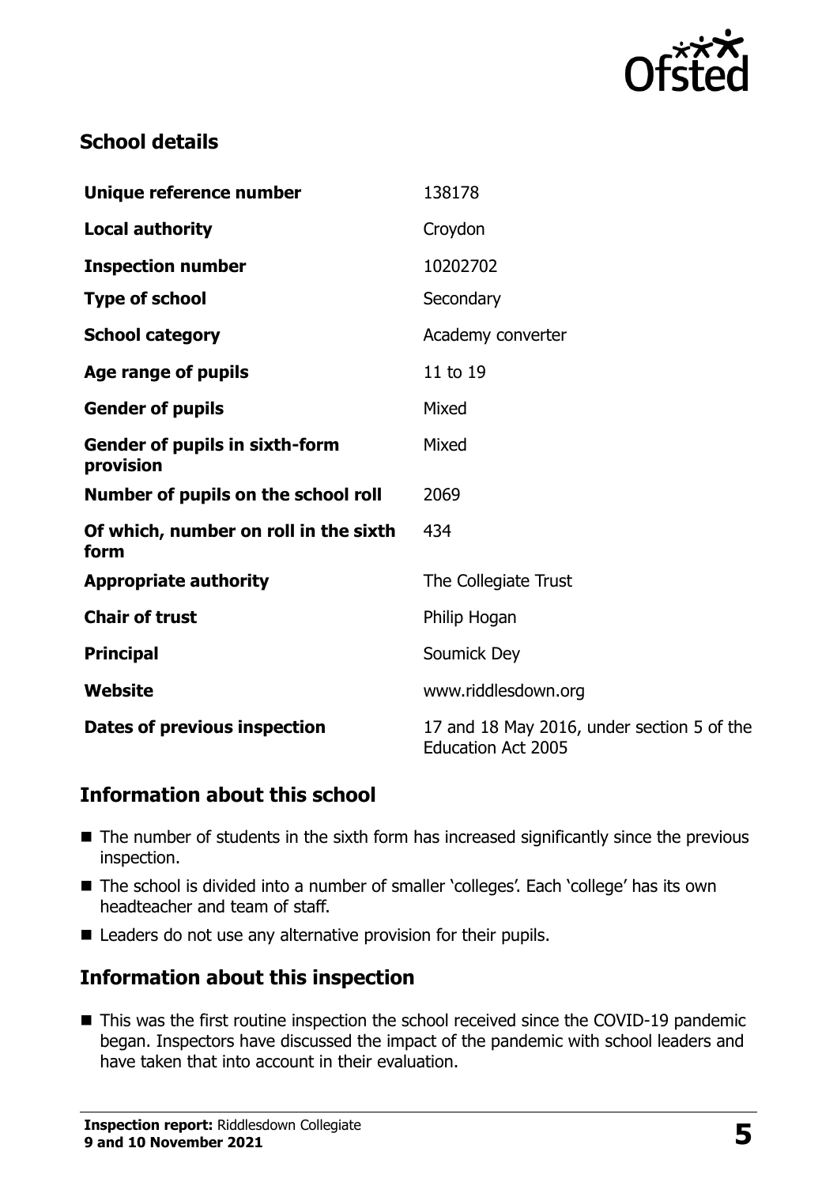## School details

| | |
|---|---|
| **Unique reference number** | 138178 |
| **Local authority** | Croydon |
| **Inspection number** | 10202702 |
| **Type of school** | Secondary |
| **School category** | Academy converter |
| **Age range of pupils** | 11 to 19 |
| **Gender of pupils** | Mixed |
| **Gender of pupils in sixth-form provision** | Mixed |
| **Number of pupils on the school roll** | 2069 |
| **Of which, number on roll in the sixth form** | 434 |
| **Appropriate authority** | The Collegiate Trust |
| **Chair of trust** | Philip Hogan |
| **Principal** | Soumick Dey |
| **Website** | www.riddlesdown.org |
| **Dates of previous inspection** | 17 and 18 May 2016, under section 5 of the Education Act 2005 |

## Information about this school

- The number of students in the sixth form has increased significantly since the previous inspection.
- The school is divided into a number of smaller 'colleges'. Each 'college' has its own headteacher and team of staff.
- Leaders do not use any alternative provision for their pupils.

## Information about this inspection

- This was the first routine inspection the school received since the COVID-19 pandemic began. Inspectors have discussed the impact of the pandemic with school leaders and have taken that into account in their evaluation.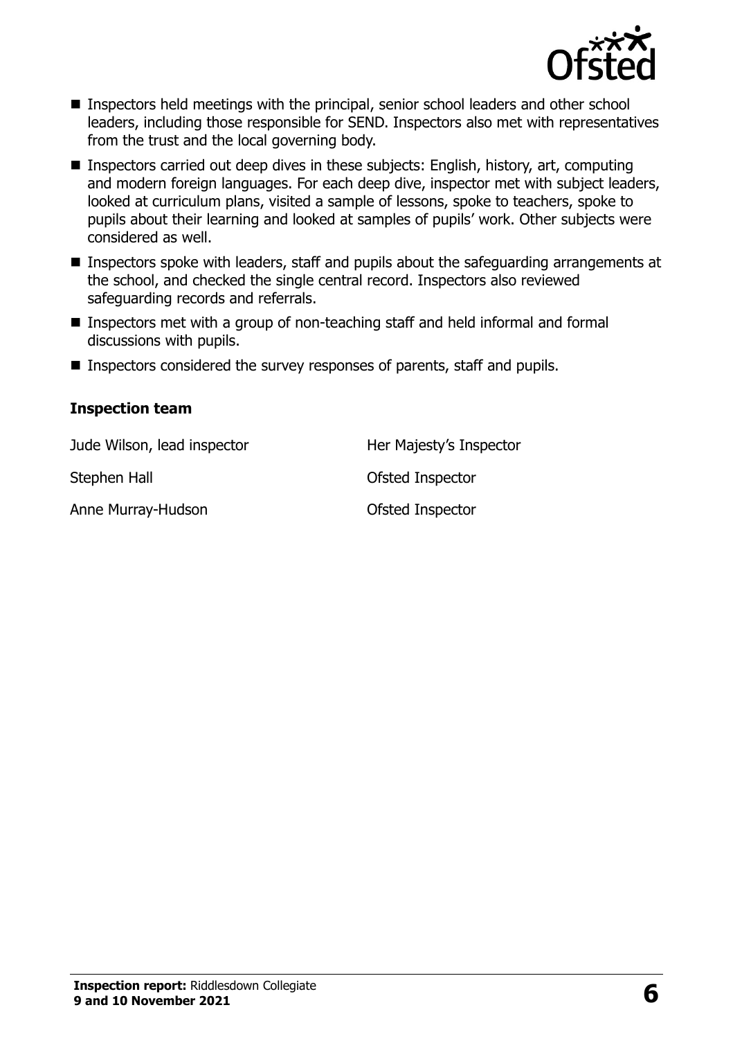- Inspectors held meetings with the principal, senior school leaders and other school leaders, including those responsible for SEND. Inspectors also met with representatives from the trust and the local governing body.
- Inspectors carried out deep dives in these subjects: English, history, art, computing and modern foreign languages. For each deep dive, inspector met with subject leaders, looked at curriculum plans, visited a sample of lessons, spoke to teachers, spoke to pupils about their learning and looked at samples of pupils' work. Other subjects were considered as well.
- Inspectors spoke with leaders, staff and pupils about the safeguarding arrangements at the school, and checked the single central record. Inspectors also reviewed safeguarding records and referrals.
- Inspectors met with a group of non-teaching staff and held informal and formal discussions with pupils.
- Inspectors considered the survey responses of parents, staff and pupils.

### Inspection team

| | |
|---|---|
| Jude Wilson, lead inspector | Her Majesty's Inspector |
| Stephen Hall | Ofsted Inspector |
| Anne Murray-Hudson | Ofsted Inspector |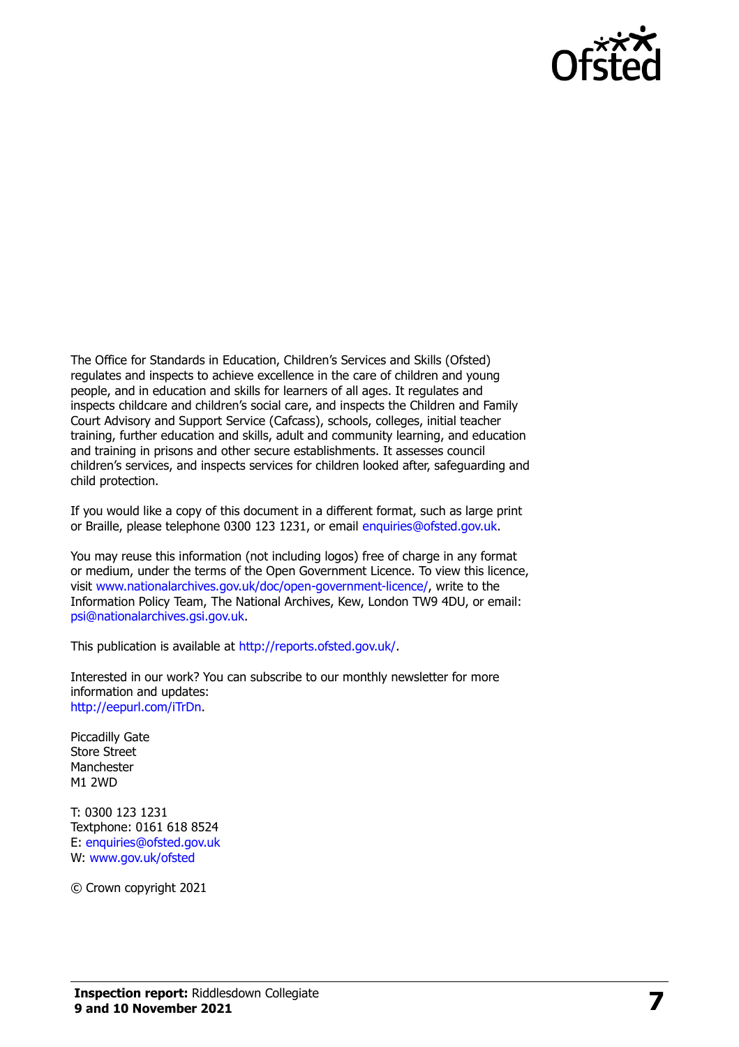The Office for Standards in Education, Children's Services and Skills (Ofsted) regulates and inspects to achieve excellence in the care of children and young people, and in education and skills for learners of all ages. It regulates and inspects childcare and children's social care, and inspects the Children and Family Court Advisory and Support Service (Cafcass), schools, colleges, initial teacher training, further education and skills, adult and community learning, and education and training in prisons and other secure establishments. It assesses council children's services, and inspects services for children looked after, safeguarding and child protection.

If you would like a copy of this document in a different format, such as large print or Braille, please telephone 0300 123 1231, or email enquiries@ofsted.gov.uk.

You may reuse this information (not including logos) free of charge in any format or medium, under the terms of the Open Government Licence. To view this licence, visit www.nationalarchives.gov.uk/doc/open-government-licence/, write to the Information Policy Team, The National Archives, Kew, London TW9 4DU, or email: psi@nationalarchives.gsi.gov.uk.

This publication is available at http://reports.ofsted.gov.uk/.

Interested in our work? You can subscribe to our monthly newsletter for more information and updates:
http://eepurl.com/iTrDn.

Piccadilly Gate
Store Street
Manchester
M1 2WD

T: 0300 123 1231
Textphone: 0161 618 8524
E: enquiries@ofsted.gov.uk
W: www.gov.uk/ofsted

© Crown copyright 2021